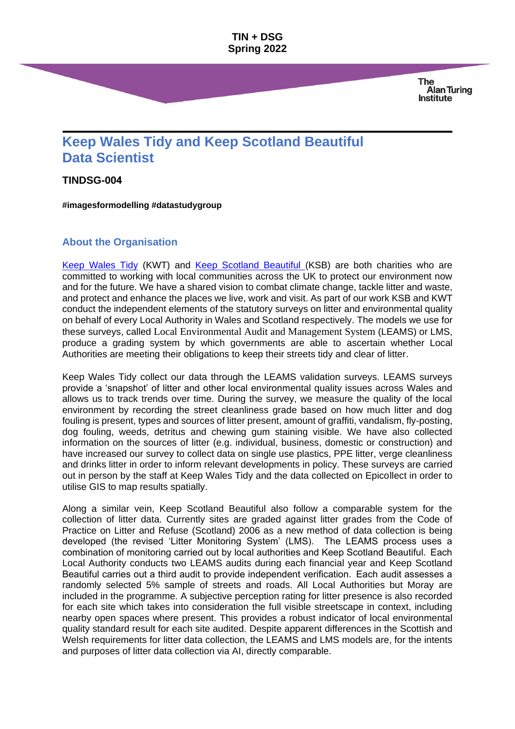**TIN + DSG**
**Spring 2022**

# Keep Wales Tidy and Keep Scotland Beautiful Data Scientist

**TINDSG-004**

**#imagesformodelling #datastudygroup**

## About the Organisation

Keep Wales Tidy (KWT) and Keep Scotland Beautiful (KSB) are both charities who are committed to working with local communities across the UK to protect our environment now and for the future. We have a shared vision to combat climate change, tackle litter and waste, and protect and enhance the places we live, work and visit. As part of our work KSB and KWT conduct the independent elements of the statutory surveys on litter and environmental quality on behalf of every Local Authority in Wales and Scotland respectively. The models we use for these surveys, called Local Environmental Audit and Management System (LEAMS) or LMS, produce a grading system by which governments are able to ascertain whether Local Authorities are meeting their obligations to keep their streets tidy and clear of litter.

Keep Wales Tidy collect our data through the LEAMS validation surveys. LEAMS surveys provide a 'snapshot' of litter and other local environmental quality issues across Wales and allows us to track trends over time. During the survey, we measure the quality of the local environment by recording the street cleanliness grade based on how much litter and dog fouling is present, types and sources of litter present, amount of graffiti, vandalism, fly-posting, dog fouling, weeds, detritus and chewing gum staining visible. We have also collected information on the sources of litter (e.g. individual, business, domestic or construction) and have increased our survey to collect data on single use plastics, PPE litter, verge cleanliness and drinks litter in order to inform relevant developments in policy. These surveys are carried out in person by the staff at Keep Wales Tidy and the data collected on Epicollect in order to utilise GIS to map results spatially.

Along a similar vein, Keep Scotland Beautiful also follow a comparable system for the collection of litter data. Currently sites are graded against litter grades from the Code of Practice on Litter and Refuse (Scotland) 2006 as a new method of data collection is being developed (the revised 'Litter Monitoring System' (LMS). The LEAMS process uses a combination of monitoring carried out by local authorities and Keep Scotland Beautiful. Each Local Authority conducts two LEAMS audits during each financial year and Keep Scotland Beautiful carries out a third audit to provide independent verification. Each audit assesses a randomly selected 5% sample of streets and roads. All Local Authorities but Moray are included in the programme. A subjective perception rating for litter presence is also recorded for each site which takes into consideration the full visible streetscape in context, including nearby open spaces where present. This provides a robust indicator of local environmental quality standard result for each site audited. Despite apparent differences in the Scottish and Welsh requirements for litter data collection, the LEAMS and LMS models are, for the intents and purposes of litter data collection via AI, directly comparable.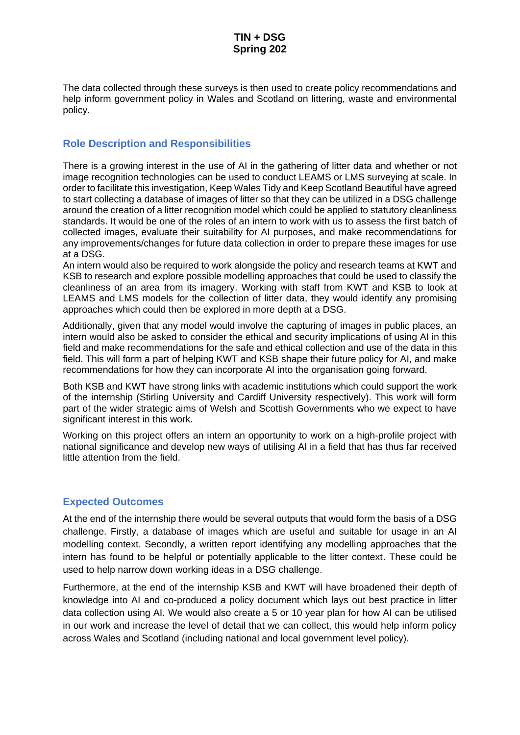The data collected through these surveys is then used to create policy recommendations and help inform government policy in Wales and Scotland on littering, waste and environmental policy.

## Role Description and Responsibilities

There is a growing interest in the use of AI in the gathering of litter data and whether or not image recognition technologies can be used to conduct LEAMS or LMS surveying at scale. In order to facilitate this investigation, Keep Wales Tidy and Keep Scotland Beautiful have agreed to start collecting a database of images of litter so that they can be utilized in a DSG challenge around the creation of a litter recognition model which could be applied to statutory cleanliness standards. It would be one of the roles of an intern to work with us to assess the first batch of collected images, evaluate their suitability for AI purposes, and make recommendations for any improvements/changes for future data collection in order to prepare these images for use at a DSG.
An intern would also be required to work alongside the policy and research teams at KWT and KSB to research and explore possible modelling approaches that could be used to classify the cleanliness of an area from its imagery. Working with staff from KWT and KSB to look at LEAMS and LMS models for the collection of litter data, they would identify any promising approaches which could then be explored in more depth at a DSG.

Additionally, given that any model would involve the capturing of images in public places, an intern would also be asked to consider the ethical and security implications of using AI in this field and make recommendations for the safe and ethical collection and use of the data in this field. This will form a part of helping KWT and KSB shape their future policy for AI, and make recommendations for how they can incorporate AI into the organisation going forward.

Both KSB and KWT have strong links with academic institutions which could support the work of the internship (Stirling University and Cardiff University respectively). This work will form part of the wider strategic aims of Welsh and Scottish Governments who we expect to have significant interest in this work.

Working on this project offers an intern an opportunity to work on a high-profile project with national significance and develop new ways of utilising AI in a field that has thus far received little attention from the field.

## Expected Outcomes

At the end of the internship there would be several outputs that would form the basis of a DSG challenge. Firstly, a database of images which are useful and suitable for usage in an AI modelling context. Secondly, a written report identifying any modelling approaches that the intern has found to be helpful or potentially applicable to the litter context. These could be used to help narrow down working ideas in a DSG challenge.

Furthermore, at the end of the internship KSB and KWT will have broadened their depth of knowledge into AI and co-produced a policy document which lays out best practice in litter data collection using AI. We would also create a 5 or 10 year plan for how AI can be utilised in our work and increase the level of detail that we can collect, this would help inform policy across Wales and Scotland (including national and local government level policy).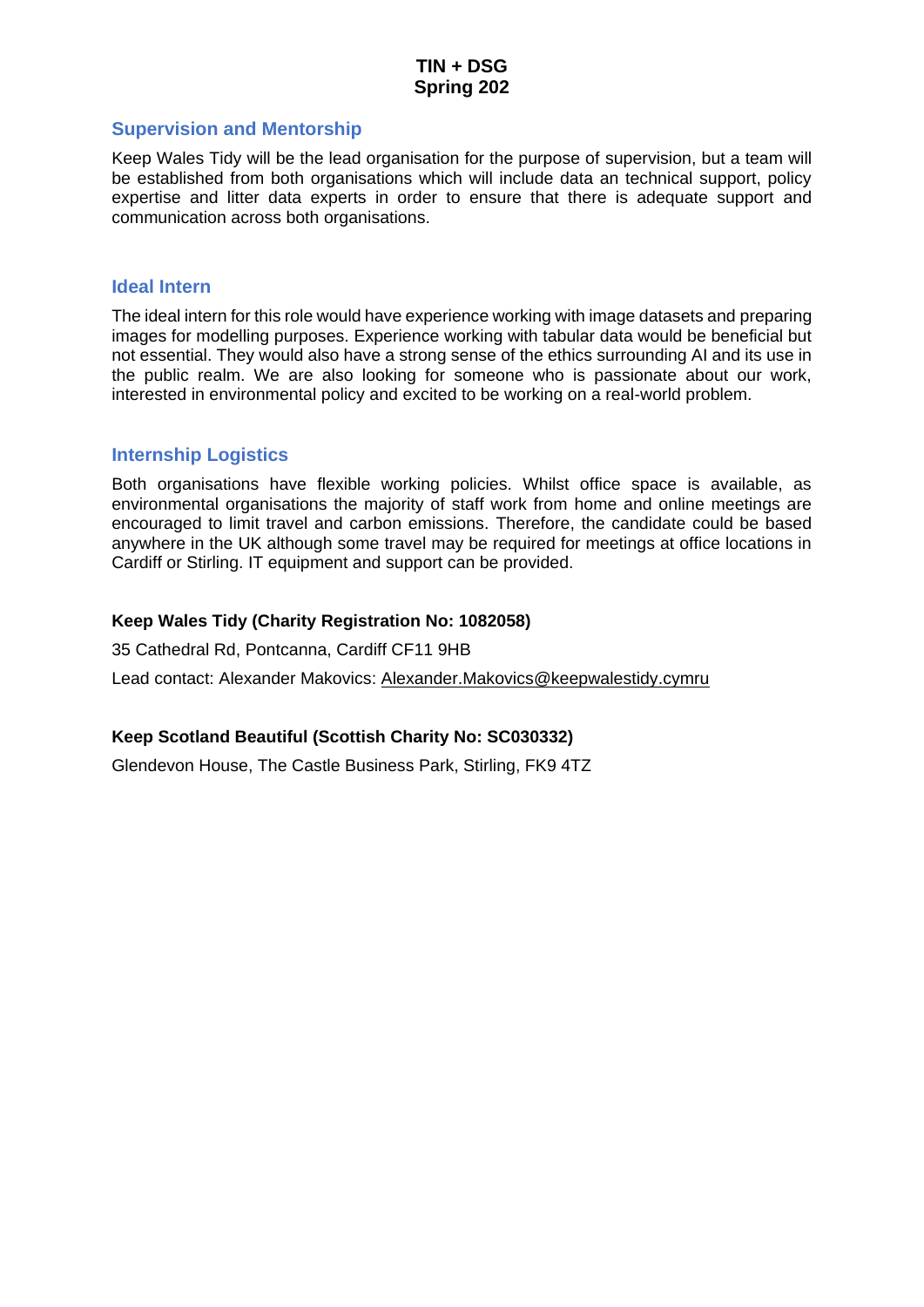**TIN + DSG**
**Spring 202**

## Supervision and Mentorship

Keep Wales Tidy will be the lead organisation for the purpose of supervision, but a team will be established from both organisations which will include data an technical support, policy expertise and litter data experts in order to ensure that there is adequate support and communication across both organisations.

## Ideal Intern

The ideal intern for this role would have experience working with image datasets and preparing images for modelling purposes. Experience working with tabular data would be beneficial but not essential. They would also have a strong sense of the ethics surrounding AI and its use in the public realm. We are also looking for someone who is passionate about our work, interested in environmental policy and excited to be working on a real-world problem.

## Internship Logistics

Both organisations have flexible working policies. Whilst office space is available, as environmental organisations the majority of staff work from home and online meetings are encouraged to limit travel and carbon emissions. Therefore, the candidate could be based anywhere in the UK although some travel may be required for meetings at office locations in Cardiff or Stirling. IT equipment and support can be provided.

**Keep Wales Tidy (Charity Registration No: 1082058)**

35 Cathedral Rd, Pontcanna, Cardiff CF11 9HB

Lead contact: Alexander Makovics: Alexander.Makovics@keepwalestidy.cymru

**Keep Scotland Beautiful (Scottish Charity No: SC030332)**

Glendevon House, The Castle Business Park, Stirling, FK9 4TZ